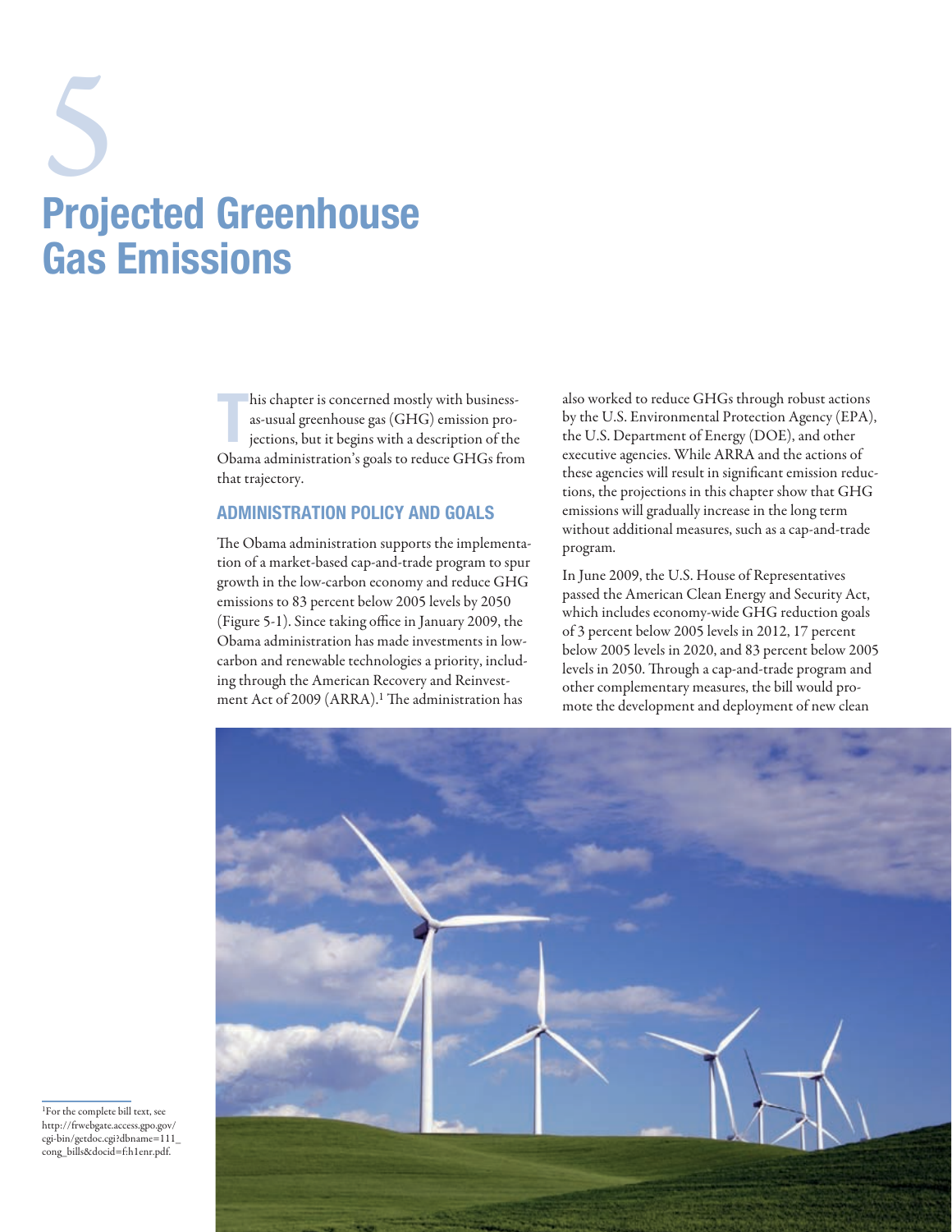# 5 Projected Greenhouse Gas Emissions

This chapter is concerned mostly with business-as-usual greenhouse gas (GHG) emission projections, but it begins with a description of the Obama administration's goals to reduce GHGs from that trajectory.

## ADMINISTRATION POLICY AND GOALS

The Obama administration supports the implementation of a market-based cap-and-trade program to spur growth in the low-carbon economy and reduce GHG emissions to 83 percent below 2005 levels by 2050 (Figure 5-1). Since taking office in January 2009, the Obama administration has made investments in low-carbon and renewable technologies a priority, including through the American Recovery and Reinvestment Act of 2009 (ARRA).[1] The administration has also worked to reduce GHGs through robust actions by the U.S. Environmental Protection Agency (EPA), the U.S. Department of Energy (DOE), and other executive agencies. While ARRA and the actions of these agencies will result in significant emission reductions, the projections in this chapter show that GHG emissions will gradually increase in the long term without additional measures, such as a cap-and-trade program.

In June 2009, the U.S. House of Representatives passed the American Clean Energy and Security Act, which includes economy-wide GHG reduction goals of 3 percent below 2005 levels in 2012, 17 percent below 2005 levels in 2020, and 83 percent below 2005 levels in 2050. Through a cap-and-trade program and other complementary measures, the bill would promote the development and deployment of new clean

[1]For the complete bill text, see http://frwebgate.access.gpo.gov/cgi-bin/getdoc.cgi?dbname=111_cong_bills&docid=f:h1enr.pdf.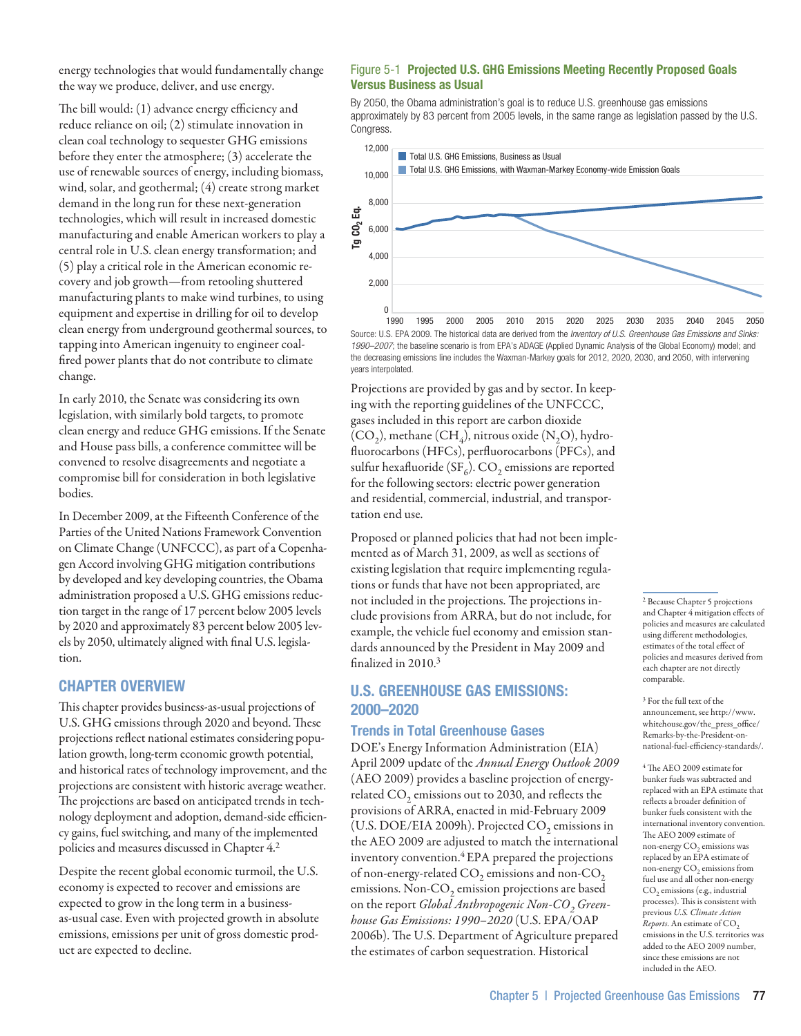energy technologies that would fundamentally change the way we produce, deliver, and use energy.

The bill would: (1) advance energy efficiency and reduce reliance on oil; (2) stimulate innovation in clean coal technology to sequester GHG emissions before they enter the atmosphere; (3) accelerate the use of renewable sources of energy, including biomass, wind, solar, and geothermal; (4) create strong market demand in the long run for these next-generation technologies, which will result in increased domestic manufacturing and enable American workers to play a central role in U.S. clean energy transformation; and (5) play a critical role in the American economic recovery and job growth—from retooling shuttered manufacturing plants to make wind turbines, to using equipment and expertise in drilling for oil to develop clean energy from underground geothermal sources, to tapping into American ingenuity to engineer coal-fired power plants that do not contribute to climate change.

In early 2010, the Senate was considering its own legislation, with similarly bold targets, to promote clean energy and reduce GHG emissions. If the Senate and House pass bills, a conference committee will be convened to resolve disagreements and negotiate a compromise bill for consideration in both legislative bodies.

In December 2009, at the Fifteenth Conference of the Parties of the United Nations Framework Convention on Climate Change (UNFCCC), as part of a Copenhagen Accord involving GHG mitigation contributions by developed and key developing countries, the Obama administration proposed a U.S. GHG emissions reduction target in the range of 17 percent below 2005 levels by 2020 and approximately 83 percent below 2005 levels by 2050, ultimately aligned with final U.S. legislation.

## CHAPTER OVERVIEW

This chapter provides business-as-usual projections of U.S. GHG emissions through 2020 and beyond. These projections reflect national estimates considering population growth, long-term economic growth potential, and historical rates of technology improvement, and the projections are consistent with historic average weather. The projections are based on anticipated trends in technology deployment and adoption, demand-side efficiency gains, fuel switching, and many of the implemented policies and measures discussed in Chapter 4.[2]

Despite the recent global economic turmoil, the U.S. economy is expected to recover and emissions are expected to grow in the long term in a business-as-usual case. Even with projected growth in absolute emissions, emissions per unit of gross domestic product are expected to decline.

**Figure 5-1 Projected U.S. GHG Emissions Meeting Recently Proposed Goals Versus Business as Usual**

By 2050, the Obama administration's goal is to reduce U.S. greenhouse gas emissions approximately by 83 percent from 2005 levels, in the same range as legislation passed by the U.S. Congress.

Source: U.S. EPA 2009. The historical data are derived from the *Inventory of U.S. Greenhouse Gas Emissions and Sinks: 1990–2007*; the baseline scenario is from EPA's ADAGE (Applied Dynamic Analysis of the Global Economy) model; and the decreasing emissions line includes the Waxman-Markey goals for 2012, 2020, 2030, and 2050, with intervening years interpolated.

Projections are provided by gas and by sector. In keeping with the reporting guidelines of the UNFCCC, gases included in this report are carbon dioxide ($CO_2$), methane ($CH_4$), nitrous oxide ($N_2O$), hydrofluorocarbons (HFCs), perfluorocarbons (PFCs), and sulfur hexafluoride ($SF_6$). $CO_2$ emissions are reported for the following sectors: electric power generation and residential, commercial, industrial, and transportation end use.

Proposed or planned policies that had not been implemented as of March 31, 2009, as well as sections of existing legislation that require implementing regulations or funds that have not been appropriated, are not included in the projections. The projections include provisions from ARRA, but do not include, for example, the vehicle fuel economy and emission standards announced by the President in May 2009 and finalized in 2010.[3]

## U.S. GREENHOUSE GAS EMISSIONS: 2000–2020

### Trends in Total Greenhouse Gases

DOE's Energy Information Administration (EIA) April 2009 update of the *Annual Energy Outlook 2009* (AEO 2009) provides a baseline projection of energy-related $CO_2$ emissions out to 2030, and reflects the provisions of ARRA, enacted in mid-February 2009 (U.S. DOE/EIA 2009h). Projected $CO_2$ emissions in the AEO 2009 are adjusted to match the international inventory convention.[4] EPA prepared the projections of non-energy-related $CO_2$ emissions and non-$CO_2$ emissions. Non-$CO_2$ emission projections are based on the report *Global Anthropogenic Non-$CO_2$ Greenhouse Gas Emissions: 1990–2020* (U.S. EPA/OAP 2006b). The U.S. Department of Agriculture prepared the estimates of carbon sequestration. Historical

[2] Because Chapter 5 projections and Chapter 4 mitigation effects of policies and measures are calculated using different methodologies, estimates of the total effect of policies and measures derived from each chapter are not directly comparable.

[3] For the full text of the announcement, see http://www.whitehouse.gov/the_press_office/Remarks-by-the-President-on-national-fuel-efficiency-standards/.

[4] The AEO 2009 estimate for bunker fuels was subtracted and replaced with an EPA estimate that reflects a broader definition of bunker fuels consistent with the international inventory convention. The AEO 2009 estimate of non-energy $CO_2$ emissions was replaced by an EPA estimate of non-energy $CO_2$ emissions from fuel use and all other non-energy $CO_2$ emissions (e.g., industrial processes). This is consistent with previous *U.S. Climate Action Reports*. An estimate of $CO_2$ emissions in the U.S. territories was added to the AEO 2009 number, since these emissions are not included in the AEO.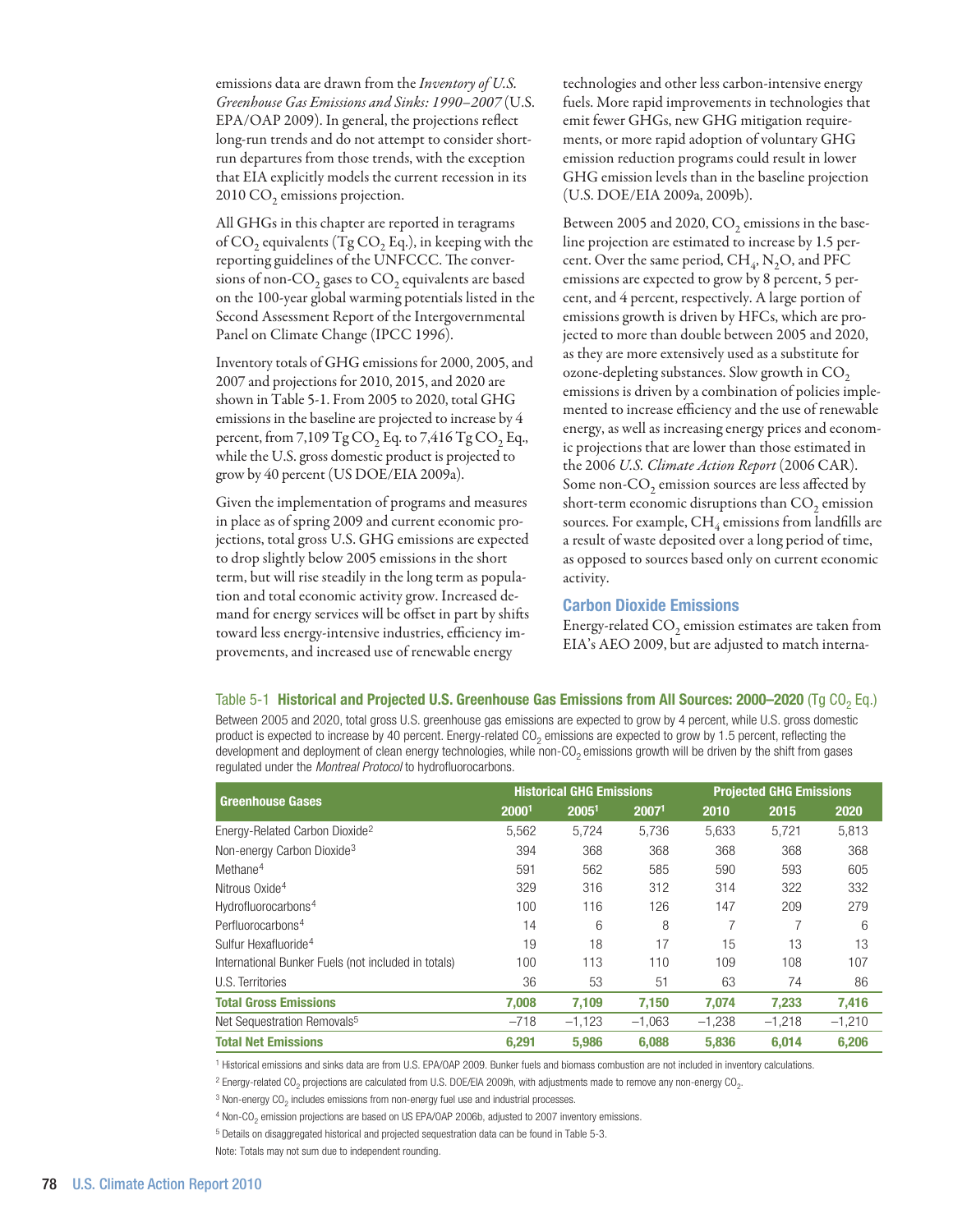emissions data are drawn from the *Inventory of U.S. Greenhouse Gas Emissions and Sinks: 1990–2007* (U.S. EPA/OAP 2009). In general, the projections reflect long-run trends and do not attempt to consider short-run departures from those trends, with the exception that EIA explicitly models the current recession in its 2010 $CO_2$ emissions projection.

All GHGs in this chapter are reported in teragrams of $CO_2$ equivalents (Tg $CO_2$ Eq.), in keeping with the reporting guidelines of the UNFCCC. The conversions of non-$CO_2$ gases to $CO_2$ equivalents are based on the 100-year global warming potentials listed in the Second Assessment Report of the Intergovernmental Panel on Climate Change (IPCC 1996).

Inventory totals of GHG emissions for 2000, 2005, and 2007 and projections for 2010, 2015, and 2020 are shown in Table 5-1. From 2005 to 2020, total GHG emissions in the baseline are projected to increase by 4 percent, from 7,109 Tg $CO_2$ Eq. to 7,416 Tg $CO_2$ Eq., while the U.S. gross domestic product is projected to grow by 40 percent (US DOE/EIA 2009a).

Given the implementation of programs and measures in place as of spring 2009 and current economic projections, total gross U.S. GHG emissions are expected to drop slightly below 2005 emissions in the short term, but will rise steadily in the long term as population and total economic activity grow. Increased demand for energy services will be offset in part by shifts toward less energy-intensive industries, efficiency improvements, and increased use of renewable energy technologies and other less carbon-intensive energy fuels. More rapid improvements in technologies that emit fewer GHGs, new GHG mitigation requirements, or more rapid adoption of voluntary GHG emission reduction programs could result in lower GHG emission levels than in the baseline projection (U.S. DOE/EIA 2009a, 2009b).

Between 2005 and 2020, $CO_2$ emissions in the baseline projection are estimated to increase by 1.5 percent. Over the same period, $CH_4$, $N_2O$, and PFC emissions are expected to grow by 8 percent, 5 percent, and 4 percent, respectively. A large portion of emissions growth is driven by HFCs, which are projected to more than double between 2005 and 2020, as they are more extensively used as a substitute for ozone-depleting substances. Slow growth in $CO_2$ emissions is driven by a combination of policies implemented to increase efficiency and the use of renewable energy, as well as increasing energy prices and economic projections that are lower than those estimated in the 2006 *U.S. Climate Action Report* (2006 CAR). Some non-$CO_2$ emission sources are less affected by short-term economic disruptions than $CO_2$ emission sources. For example, $CH_4$ emissions from landfills are a result of waste deposited over a long period of time, as opposed to sources based only on current economic activity.

### Carbon Dioxide Emissions

Energy-related $CO_2$ emission estimates are taken from EIA's AEO 2009, but are adjusted to match interna-

Table 5-1 **Historical and Projected U.S. Greenhouse Gas Emissions from All Sources: 2000–2020** (Tg $CO_2$ Eq.)

Between 2005 and 2020, total gross U.S. greenhouse gas emissions are expected to grow by 4 percent, while U.S. gross domestic product is expected to increase by 40 percent. Energy-related $CO_2$ emissions are expected to grow by 1.5 percent, reflecting the development and deployment of clean energy technologies, while non-$CO_2$ emissions growth will be driven by the shift from gases regulated under the *Montreal Protocol* to hydrofluorocarbons.

| Greenhouse Gases | Historical GHG Emissions | | | Projected GHG Emissions | | |
|---|---|---|---|---|---|---|
| | 2000[1] | 2005[1] | 2007[1] | 2010 | 2015 | 2020 |
| Energy-Related Carbon Dioxide[2] | 5,562 | 5,724 | 5,736 | 5,633 | 5,721 | 5,813 |
| Non-energy Carbon Dioxide[3] | 394 | 368 | 368 | 368 | 368 | 368 |
| Methane[4] | 591 | 562 | 585 | 590 | 593 | 605 |
| Nitrous Oxide[4] | 329 | 316 | 312 | 314 | 322 | 332 |
| Hydrofluorocarbons[4] | 100 | 116 | 126 | 147 | 209 | 279 |
| Perfluorocarbons[4] | 14 | 6 | 8 | 7 | 7 | 6 |
| Sulfur Hexafluoride[4] | 19 | 18 | 17 | 15 | 13 | 13 |
| International Bunker Fuels (not included in totals) | 100 | 113 | 110 | 109 | 108 | 107 |
| U.S. Territories | 36 | 53 | 51 | 63 | 74 | 86 |
| **Total Gross Emissions** | **7,008** | **7,109** | **7,150** | **7,074** | **7,233** | **7,416** |
| Net Sequestration Removals[5] | –718 | –1,123 | –1,063 | –1,238 | –1,218 | –1,210 |
| **Total Net Emissions** | **6,291** | **5,986** | **6,088** | **5,836** | **6,014** | **6,206** |

[1] Historical emissions and sinks data are from U.S. EPA/OAP 2009. Bunker fuels and biomass combustion are not included in inventory calculations.

[2] Energy-related $CO_2$ projections are calculated from U.S. DOE/EIA 2009h, with adjustments made to remove any non-energy $CO_2$.

[3] Non-energy $CO_2$ includes emissions from non-energy fuel use and industrial processes.

[4] Non-$CO_2$ emission projections are based on US EPA/OAP 2006b, adjusted to 2007 inventory emissions.

[5] Details on disaggregated historical and projected sequestration data can be found in Table 5-3.

Note: Totals may not sum due to independent rounding.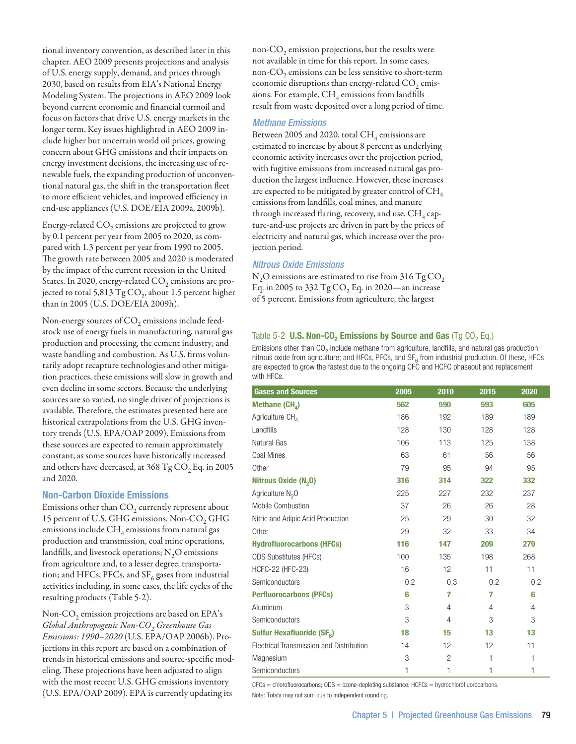tional inventory convention, as described later in this chapter. AEO 2009 presents projections and analysis of U.S. energy supply, demand, and prices through 2030, based on results from EIA's National Energy Modeling System. The projections in AEO 2009 look beyond current economic and financial turmoil and focus on factors that drive U.S. energy markets in the longer term. Key issues highlighted in AEO 2009 include higher but uncertain world oil prices, growing concern about GHG emissions and their impacts on energy investment decisions, the increasing use of renewable fuels, the expanding production of unconventional natural gas, the shift in the transportation fleet to more efficient vehicles, and improved efficiency in end-use appliances (U.S. DOE/EIA 2009a, 2009b).

Energy-related $CO_2$ emissions are projected to grow by 0.1 percent per year from 2005 to 2020, as compared with 1.3 percent per year from 1990 to 2005. The growth rate between 2005 and 2020 is moderated by the impact of the current recession in the United States. In 2020, energy-related $CO_2$ emissions are projected to total 5,813 Tg $CO_2$, about 1.5 percent higher than in 2005 (U.S. DOE/EIA 2009h).

Non-energy sources of $CO_2$ emissions include feedstock use of energy fuels in manufacturing, natural gas production and processing, the cement industry, and waste handling and combustion. As U.S. firms voluntarily adopt recapture technologies and other mitigation practices, these emissions will slow in growth and even decline in some sectors. Because the underlying sources are so varied, no single driver of projections is available. Therefore, the estimates presented here are historical extrapolations from the U.S. GHG inventory trends (U.S. EPA/OAP 2009). Emissions from these sources are expected to remain approximately constant, as some sources have historically increased and others have decreased, at 368 Tg $CO_2$ Eq. in 2005 and 2020.

## Non-Carbon Dioxide Emissions

Emissions other than $CO_2$ currently represent about 15 percent of U.S. GHG emissions. Non-$CO_2$ GHG emissions include $CH_4$ emissions from natural gas production and transmission, coal mine operations, landfills, and livestock operations; $N_2O$ emissions from agriculture and, to a lesser degree, transportation; and HFCs, PFCs, and $SF_6$ gases from industrial activities including, in some cases, the life cycles of the resulting products (Table 5-2).

Non-$CO_2$ emission projections are based on EPA's *Global Anthropogenic Non-$CO_2$ Greenhouse Gas Emissions: 1990–2020* (U.S. EPA/OAP 2006b). Projections in this report are based on a combination of trends in historical emissions and source-specific modeling. These projections have been adjusted to align with the most recent U.S. GHG emissions inventory (U.S. EPA/OAP 2009). EPA is currently updating its non-$CO_2$ emission projections, but the results were not available in time for this report. In some cases, non-$CO_2$ emissions can be less sensitive to short-term economic disruptions than energy-related $CO_2$ emissions. For example, $CH_4$ emissions from landfills result from waste deposited over a long period of time.

### Methane Emissions

Between 2005 and 2020, total $CH_4$ emissions are estimated to increase by about 8 percent as underlying economic activity increases over the projection period, with fugitive emissions from increased natural gas production the largest influence. However, these increases are expected to be mitigated by greater control of $CH_4$ emissions from landfills, coal mines, and manure through increased flaring, recovery, and use. $CH_4$ capture-and-use projects are driven in part by the prices of electricity and natural gas, which increase over the projection period.

### Nitrous Oxide Emissions

$N_2O$ emissions are estimated to rise from 316 Tg $CO_2$ Eq. in 2005 to 332 Tg $CO_2$ Eq. in 2020—an increase of 5 percent. Emissions from agriculture, the largest

Table 5-2 **U.S. Non-$CO_2$ Emissions by Source and Gas** (Tg $CO_2$ Eq.)

Emissions other than $CO_2$ include methane from agriculture, landfills, and natural gas production; nitrous oxide from agriculture; and HFCs, PFCs, and $SF_6$ from industrial production. Of these, HFCs are expected to grow the fastest due to the ongoing CFC and HCFC phaseout and replacement with HFCs.

| Gases and Sources | 2005 | 2010 | 2015 | 2020 |
|---|---|---|---|---|
| **Methane ($CH_4$)** | **562** | **590** | **593** | **605** |
| Agriculture $CH_4$ | 186 | 192 | 189 | 189 |
| Landfills | 128 | 130 | 128 | 128 |
| Natural Gas | 106 | 113 | 125 | 138 |
| Coal Mines | 63 | 61 | 56 | 56 |
| Other | 79 | 95 | 94 | 95 |
| **Nitrous Oxide ($N_2O$)** | **316** | **314** | **322** | **332** |
| Agriculture $N_2O$ | 225 | 227 | 232 | 237 |
| Mobile Combustion | 37 | 26 | 26 | 28 |
| Nitric and Adipic Acid Production | 25 | 29 | 30 | 32 |
| Other | 29 | 32 | 33 | 34 |
| **Hydrofluorocarbons (HFCs)** | **116** | **147** | **209** | **279** |
| ODS Substitutes (HFCs) | 100 | 135 | 198 | 268 |
| HCFC-22 (HFC-23) | 16 | 12 | 11 | 11 |
| Semiconductors | 0.2 | 0.3 | 0.2 | 0.2 |
| **Perfluorocarbons (PFCs)** | **6** | **7** | **7** | **6** |
| Aluminum | 3 | 4 | 4 | 4 |
| Semiconductors | 3 | 4 | 3 | 3 |
| **Sulfur Hexafluoride ($SF_6$)** | **18** | **15** | **13** | **13** |
| Electrical Transmission and Distribution | 14 | 12 | 12 | 11 |
| Magnesium | 3 | 2 | 1 | 1 |
| Semiconductors | 1 | 1 | 1 | 1 |

CFCs = chlorofluorocarbons; ODS = ozone-depleting substance; HCFCs = hydrochlorofluorocarbons.

Note: Totals may not sum due to independent rounding.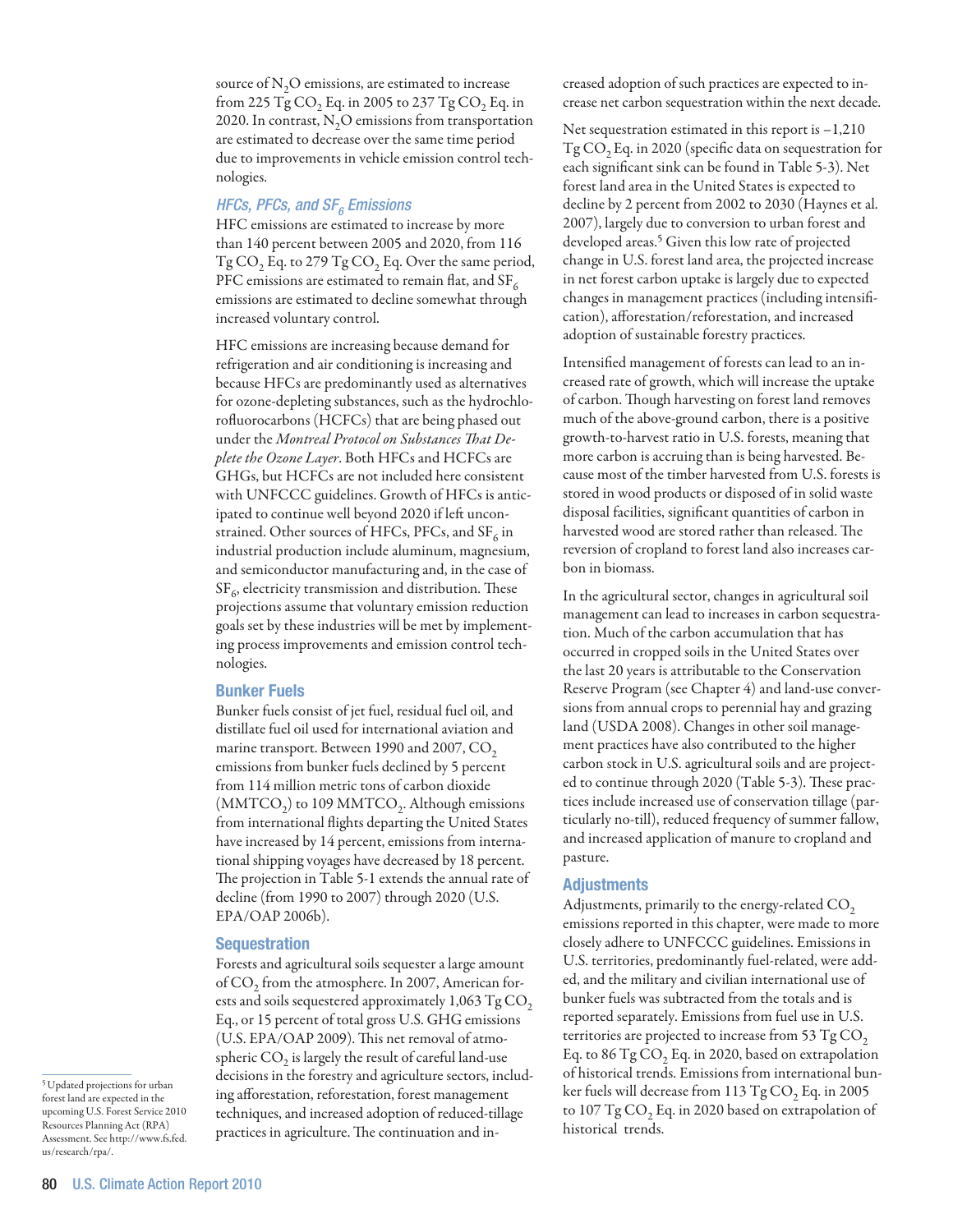source of $N_2O$ emissions, are estimated to increase from 225 Tg $CO_2$ Eq. in 2005 to 237 Tg $CO_2$ Eq. in 2020. In contrast, $N_2O$ emissions from transportation are estimated to decrease over the same time period due to improvements in vehicle emission control technologies.

### *HFCs, PFCs, and $SF_6$ Emissions*

HFC emissions are estimated to increase by more than 140 percent between 2005 and 2020, from 116 Tg $CO_2$ Eq. to 279 Tg $CO_2$ Eq. Over the same period, PFC emissions are estimated to remain flat, and $SF_6$ emissions are estimated to decline somewhat through increased voluntary control.

HFC emissions are increasing because demand for refrigeration and air conditioning is increasing and because HFCs are predominantly used as alternatives for ozone-depleting substances, such as the hydrochlorofluorocarbons (HCFCs) that are being phased out under the *Montreal Protocol on Substances That Deplete the Ozone Layer*. Both HFCs and HCFCs are GHGs, but HCFCs are not included here consistent with UNFCCC guidelines. Growth of HFCs is anticipated to continue well beyond 2020 if left unconstrained. Other sources of HFCs, PFCs, and $SF_6$ in industrial production include aluminum, magnesium, and semiconductor manufacturing and, in the case of $SF_6$, electricity transmission and distribution. These projections assume that voluntary emission reduction goals set by these industries will be met by implementing process improvements and emission control technologies.

### Bunker Fuels

Bunker fuels consist of jet fuel, residual fuel oil, and distillate fuel oil used for international aviation and marine transport. Between 1990 and 2007, $CO_2$ emissions from bunker fuels declined by 5 percent from 114 million metric tons of carbon dioxide ($MMTCO_2$) to 109 $MMTCO_2$. Although emissions from international flights departing the United States have increased by 14 percent, emissions from international shipping voyages have decreased by 18 percent. The projection in Table 5-1 extends the annual rate of decline (from 1990 to 2007) through 2020 (U.S. EPA/OAP 2006b).

### Sequestration

Forests and agricultural soils sequester a large amount of $CO_2$ from the atmosphere. In 2007, American forests and soils sequestered approximately 1,063 Tg $CO_2$ Eq., or 15 percent of total gross U.S. GHG emissions (U.S. EPA/OAP 2009). This net removal of atmospheric $CO_2$ is largely the result of careful land-use decisions in the forestry and agriculture sectors, including afforestation, reforestation, forest management techniques, and increased adoption of reduced-tillage practices in agriculture. The continuation and increased adoption of such practices are expected to increase net carbon sequestration within the next decade.

Net sequestration estimated in this report is –1,210 Tg $CO_2$ Eq. in 2020 (specific data on sequestration for each significant sink can be found in Table 5-3). Net forest land area in the United States is expected to decline by 2 percent from 2002 to 2030 (Haynes et al. 2007), largely due to conversion to urban forest and developed areas.[5] Given this low rate of projected change in U.S. forest land area, the projected increase in net forest carbon uptake is largely due to expected changes in management practices (including intensification), afforestation/reforestation, and increased adoption of sustainable forestry practices.

Intensified management of forests can lead to an increased rate of growth, which will increase the uptake of carbon. Though harvesting on forest land removes much of the above-ground carbon, there is a positive growth-to-harvest ratio in U.S. forests, meaning that more carbon is accruing than is being harvested. Because most of the timber harvested from U.S. forests is stored in wood products or disposed of in solid waste disposal facilities, significant quantities of carbon in harvested wood are stored rather than released. The reversion of cropland to forest land also increases carbon in biomass.

In the agricultural sector, changes in agricultural soil management can lead to increases in carbon sequestration. Much of the carbon accumulation that has occurred in cropped soils in the United States over the last 20 years is attributable to the Conservation Reserve Program (see Chapter 4) and land-use conversions from annual crops to perennial hay and grazing land (USDA 2008). Changes in other soil management practices have also contributed to the higher carbon stock in U.S. agricultural soils and are projected to continue through 2020 (Table 5-3). These practices include increased use of conservation tillage (particularly no-till), reduced frequency of summer fallow, and increased application of manure to cropland and pasture.

### Adjustments

Adjustments, primarily to the energy-related $CO_2$ emissions reported in this chapter, were made to more closely adhere to UNFCCC guidelines. Emissions in U.S. territories, predominantly fuel-related, were added, and the military and civilian international use of bunker fuels was subtracted from the totals and is reported separately. Emissions from fuel use in U.S. territories are projected to increase from 53 Tg $CO_2$ Eq. to 86 Tg $CO_2$ Eq. in 2020, based on extrapolation of historical trends. Emissions from international bunker fuels will decrease from 113 Tg $CO_2$ Eq. in 2005 to 107 Tg $CO_2$ Eq. in 2020 based on extrapolation of historical trends.

[5] Updated projections for urban forest land are expected in the upcoming U.S. Forest Service 2010 Resources Planning Act (RPA) Assessment. See http://www.fs.fed.us/research/rpa/.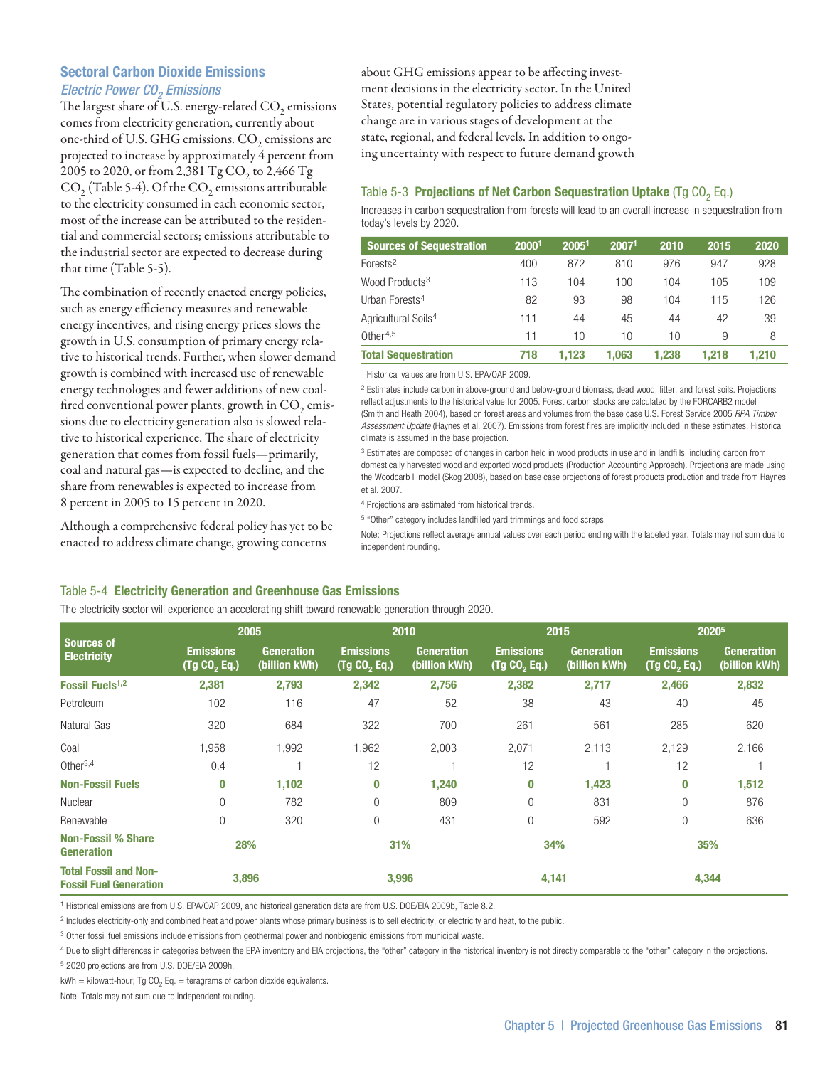## Sectoral Carbon Dioxide Emissions

### *Electric Power $CO_2$ Emissions*

The largest share of U.S. energy-related $CO_2$ emissions comes from electricity generation, currently about one-third of U.S. GHG emissions. $CO_2$ emissions are projected to increase by approximately 4 percent from 2005 to 2020, or from 2,381 Tg $CO_2$ to 2,466 Tg $CO_2$ (Table 5-4). Of the $CO_2$ emissions attributable to the electricity consumed in each economic sector, most of the increase can be attributed to the residential and commercial sectors; emissions attributable to the industrial sector are expected to decrease during that time (Table 5-5).

The combination of recently enacted energy policies, such as energy efficiency measures and renewable energy incentives, and rising energy prices slows the growth in U.S. consumption of primary energy relative to historical trends. Further, when slower demand growth is combined with increased use of renewable energy technologies and fewer additions of new coal-fired conventional power plants, growth in $CO_2$ emissions due to electricity generation also is slowed relative to historical experience. The share of electricity generation that comes from fossil fuels—primarily, coal and natural gas—is expected to decline, and the share from renewables is expected to increase from 8 percent in 2005 to 15 percent in 2020.

Although a comprehensive federal policy has yet to be enacted to address climate change, growing concerns about GHG emissions appear to be affecting investment decisions in the electricity sector. In the United States, potential regulatory policies to address climate change are in various stages of development at the state, regional, and federal levels. In addition to ongoing uncertainty with respect to future demand growth

Table 5-3 **Projections of Net Carbon Sequestration Uptake** (Tg $CO_2$ Eq.)

Increases in carbon sequestration from forests will lead to an overall increase in sequestration from today's levels by 2020.

| Sources of Sequestration | 2000[1] | 2005[1] | 2007[1] | 2010 | 2015 | 2020 |
|---|---|---|---|---|---|---|
| Forests[2] | 400 | 872 | 810 | 976 | 947 | 928 |
| Wood Products[3] | 113 | 104 | 100 | 104 | 105 | 109 |
| Urban Forests[4] | 82 | 93 | 98 | 104 | 115 | 126 |
| Agricultural Soils[4] | 111 | 44 | 45 | 44 | 42 | 39 |
| Other[4,5] | 11 | 10 | 10 | 10 | 9 | 8 |
| **Total Sequestration** | **718** | **1,123** | **1,063** | **1,238** | **1,218** | **1,210** |

[1] Historical values are from U.S. EPA/OAP 2009.

[2] Estimates include carbon in above-ground and below-ground biomass, dead wood, litter, and forest soils. Projections reflect adjustments to the historical value for 2005. Forest carbon stocks are calculated by the FORCARB2 model (Smith and Heath 2004), based on forest areas and volumes from the base case U.S. Forest Service 2005 *RPA Timber Assessment Update* (Haynes et al. 2007). Emissions from forest fires are implicitly included in these estimates. Historical climate is assumed in the base projection.

[3] Estimates are composed of changes in carbon held in wood products in use and in landfills, including carbon from domestically harvested wood and exported wood products (Production Accounting Approach). Projections are made using the Woodcarb II model (Skog 2008), based on base case projections of forest products production and trade from Haynes et al. 2007.

[4] Projections are estimated from historical trends.

[5] "Other" category includes landfilled yard trimmings and food scraps.

Note: Projections reflect average annual values over each period ending with the labeled year. Totals may not sum due to independent rounding.

Table 5-4 **Electricity Generation and Greenhouse Gas Emissions**

The electricity sector will experience an accelerating shift toward renewable generation through 2020.

| Sources of Electricity | 2005 | | 2010 | | 2015 | | 2020[5] | |
|---|---|---|---|---|---|---|---|---|
| | Emissions (Tg $CO_2$ Eq.) | Generation (billion kWh) | Emissions (Tg $CO_2$ Eq.) | Generation (billion kWh) | Emissions (Tg $CO_2$ Eq.) | Generation (billion kWh) | Emissions (Tg $CO_2$ Eq.) | Generation (billion kWh) |
| **Fossil Fuels[1,2]** | **2,381** | **2,793** | **2,342** | **2,756** | **2,382** | **2,717** | **2,466** | **2,832** |
| Petroleum | 102 | 116 | 47 | 52 | 38 | 43 | 40 | 45 |
| Natural Gas | 320 | 684 | 322 | 700 | 261 | 561 | 285 | 620 |
| Coal | 1,958 | 1,992 | 1,962 | 2,003 | 2,071 | 2,113 | 2,129 | 2,166 |
| Other[3,4] | 0.4 | 1 | 12 | 1 | 12 | 1 | 12 | 1 |
| **Non-Fossil Fuels** | **0** | **1,102** | **0** | **1,240** | **0** | **1,423** | **0** | **1,512** |
| Nuclear | 0 | 782 | 0 | 809 | 0 | 831 | 0 | 876 |
| Renewable | 0 | 320 | 0 | 431 | 0 | 592 | 0 | 636 |
| **Non-Fossil % Share Generation** | **28%** | | **31%** | | **34%** | | **35%** | |
| **Total Fossil and Non-Fossil Fuel Generation** | **3,896** | | **3,996** | | **4,141** | | **4,344** | |

[1] Historical emissions are from U.S. EPA/OAP 2009, and historical generation data are from U.S. DOE/EIA 2009b, Table 8.2.

[2] Includes electricity-only and combined heat and power plants whose primary business is to sell electricity, or electricity and heat, to the public.

[3] Other fossil fuel emissions include emissions from geothermal power and nonbiogenic emissions from municipal waste.

[4] Due to slight differences in categories between the EPA inventory and EIA projections, the "other" category in the historical inventory is not directly comparable to the "other" category in the projections.

[5] 2020 projections are from U.S. DOE/EIA 2009h.

kWh = kilowatt-hour; Tg $CO_2$ Eq. = teragrams of carbon dioxide equivalents.

Note: Totals may not sum due to independent rounding.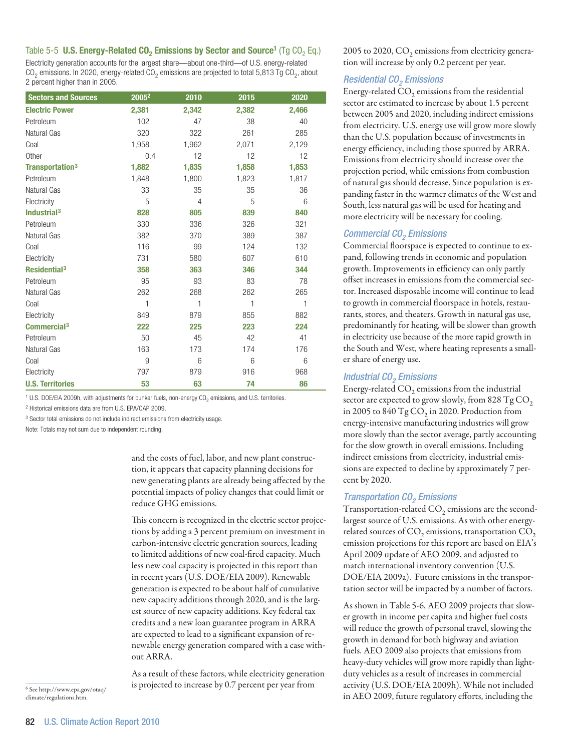Table 5-5 **U.S. Energy-Related $CO_2$ Emissions by Sector and Source[1]** (Tg $CO_2$ Eq.)

Electricity generation accounts for the largest share—about one-third—of U.S. energy-related $CO_2$ emissions. In 2020, energy-related $CO_2$ emissions are projected to total 5,813 Tg $CO_2$, about 2 percent higher than in 2005.

| Sectors and Sources | 2005[2] | 2010 | 2015 | 2020 |
|---|---|---|---|---|
| **Electric Power** | **2,381** | **2,342** | **2,382** | **2,466** |
| Petroleum | 102 | 47 | 38 | 40 |
| Natural Gas | 320 | 322 | 261 | 285 |
| Coal | 1,958 | 1,962 | 2,071 | 2,129 |
| Other | 0.4 | 12 | 12 | 12 |
| **Transportation[3]** | **1,882** | **1,835** | **1,858** | **1,853** |
| Petroleum | 1,848 | 1,800 | 1,823 | 1,817 |
| Natural Gas | 33 | 35 | 35 | 36 |
| Electricity | 5 | 4 | 5 | 6 |
| **Industrial[3]** | **828** | **805** | **839** | **840** |
| Petroleum | 330 | 336 | 326 | 321 |
| Natural Gas | 382 | 370 | 389 | 387 |
| Coal | 116 | 99 | 124 | 132 |
| Electricity | 731 | 580 | 607 | 610 |
| **Residential[3]** | **358** | **363** | **346** | **344** |
| Petroleum | 95 | 93 | 83 | 78 |
| Natural Gas | 262 | 268 | 262 | 265 |
| Coal | 1 | 1 | 1 | 1 |
| Electricity | 849 | 879 | 855 | 882 |
| **Commercial[3]** | **222** | **225** | **223** | **224** |
| Petroleum | 50 | 45 | 42 | 41 |
| Natural Gas | 163 | 173 | 174 | 176 |
| Coal | 9 | 6 | 6 | 6 |
| Electricity | 797 | 879 | 916 | 968 |
| **U.S. Territories** | **53** | **63** | **74** | **86** |

[1] U.S. DOE/EIA 2009h, with adjustments for bunker fuels, non-energy $CO_2$ emissions, and U.S. territories.

[2] Historical emissions data are from U.S. EPA/OAP 2009.

[3] Sector total emissions do not include indirect emissions from electricity usage.

Note: Totals may not sum due to independent rounding.

and the costs of fuel, labor, and new plant construction, it appears that capacity planning decisions for new generating plants are already being affected by the potential impacts of policy changes that could limit or reduce GHG emissions.

This concern is recognized in the electric sector projections by adding a 3 percent premium on investment in carbon-intensive electric generation sources, leading to limited additions of new coal-fired capacity. Much less new coal capacity is projected in this report than in recent years (U.S. DOE/EIA 2009). Renewable generation is expected to be about half of cumulative new capacity additions through 2020, and is the largest source of new capacity additions. Key federal tax credits and a new loan guarantee program in ARRA are expected to lead to a significant expansion of renewable energy generation compared with a case without ARRA.

As a result of these factors, while electricity generation is projected to increase by 0.7 percent per year from 2005 to 2020, $CO_2$ emissions from electricity generation will increase by only 0.2 percent per year.

### *Residential $CO_2$ Emissions*

Energy-related $CO_2$ emissions from the residential sector are estimated to increase by about 1.5 percent between 2005 and 2020, including indirect emissions from electricity. U.S. energy use will grow more slowly than the U.S. population because of investments in energy efficiency, including those spurred by ARRA. Emissions from electricity should increase over the projection period, while emissions from combustion of natural gas should decrease. Since population is expanding faster in the warmer climates of the West and South, less natural gas will be used for heating and more electricity will be necessary for cooling.

### *Commercial $CO_2$ Emissions*

Commercial floorspace is expected to continue to expand, following trends in economic and population growth. Improvements in efficiency can only partly offset increases in emissions from the commercial sector. Increased disposable income will continue to lead to growth in commercial floorspace in hotels, restaurants, stores, and theaters. Growth in natural gas use, predominantly for heating, will be slower than growth in electricity use because of the more rapid growth in the South and West, where heating represents a smaller share of energy use.

### *Industrial $CO_2$ Emissions*

Energy-related $CO_2$ emissions from the industrial sector are expected to grow slowly, from 828 Tg $CO_2$ in 2005 to 840 Tg $CO_2$ in 2020. Production from energy-intensive manufacturing industries will grow more slowly than the sector average, partly accounting for the slow growth in overall emissions. Including indirect emissions from electricity, industrial emissions are expected to decline by approximately 7 percent by 2020.

### *Transportation $CO_2$ Emissions*

Transportation-related $CO_2$ emissions are the second-largest source of U.S. emissions. As with other energy-related sources of $CO_2$ emissions, transportation $CO_2$ emission projections for this report are based on EIA's April 2009 update of AEO 2009, and adjusted to match international inventory convention (U.S. DOE/EIA 2009a). Future emissions in the transportation sector will be impacted by a number of factors.

As shown in Table 5-6, AEO 2009 projects that slower growth in income per capita and higher fuel costs will reduce the growth of personal travel, slowing the growth in demand for both highway and aviation fuels. AEO 2009 also projects that emissions from heavy-duty vehicles will grow more rapidly than light-duty vehicles as a result of increases in commercial activity (U.S. DOE/EIA 2009h). While not included in AEO 2009, future regulatory efforts, including the

[6] See http://www.epa.gov/otaq/climate/regulations.htm.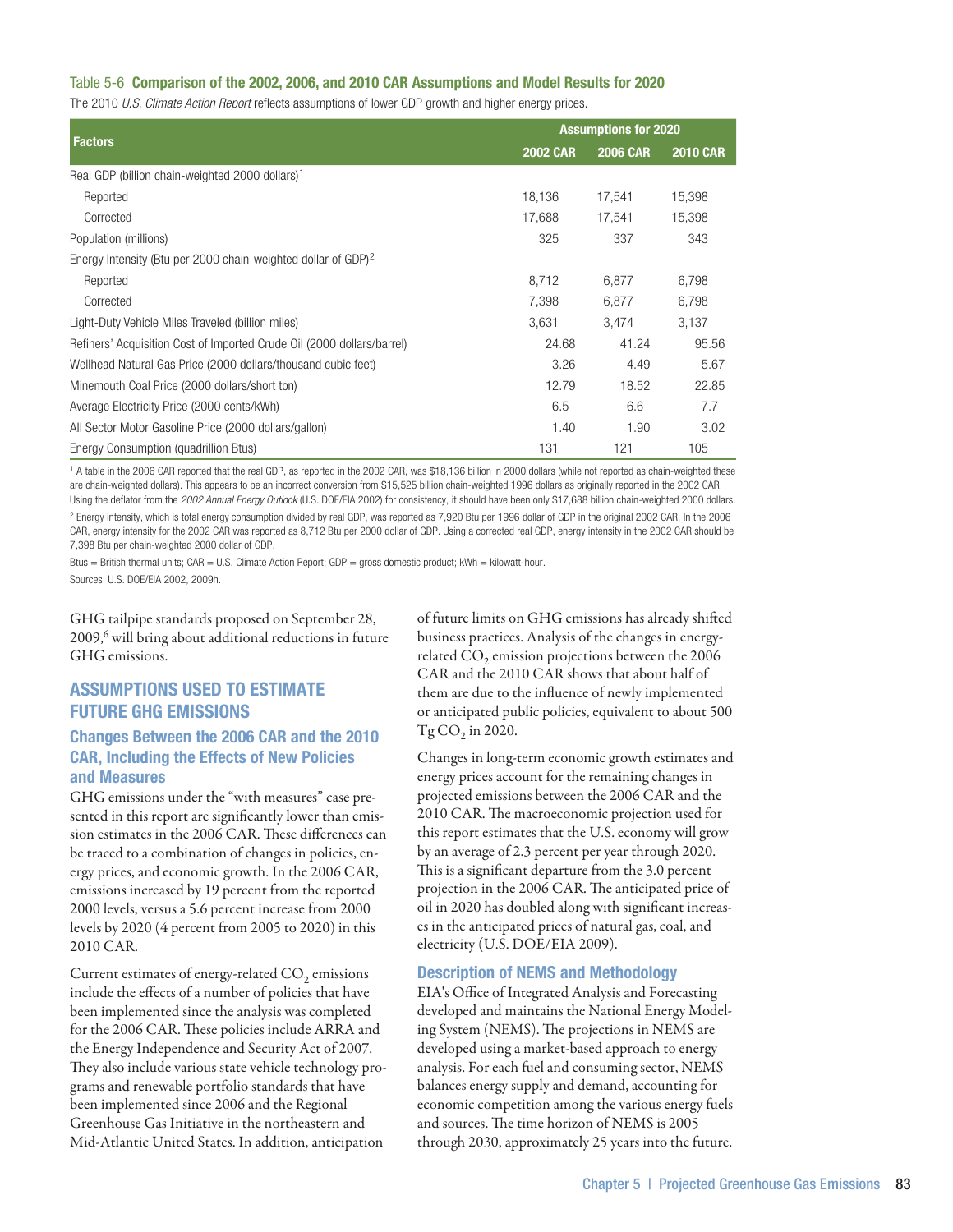Table 5-6 **Comparison of the 2002, 2006, and 2010 CAR Assumptions and Model Results for 2020**

The 2010 *U.S. Climate Action Report* reflects assumptions of lower GDP growth and higher energy prices.

| Factors | Assumptions for 2020 | | |
|---|---|---|---|
| | 2002 CAR | 2006 CAR | 2010 CAR |
| Real GDP (billion chain-weighted 2000 dollars)[1] | | | |
| Reported | 18,136 | 17,541 | 15,398 |
| Corrected | 17,688 | 17,541 | 15,398 |
| Population (millions) | 325 | 337 | 343 |
| Energy Intensity (Btu per 2000 chain-weighted dollar of GDP)[2] | | | |
| Reported | 8,712 | 6,877 | 6,798 |
| Corrected | 7,398 | 6,877 | 6,798 |
| Light-Duty Vehicle Miles Traveled (billion miles) | 3,631 | 3,474 | 3,137 |
| Refiners' Acquisition Cost of Imported Crude Oil (2000 dollars/barrel) | 24.68 | 41.24 | 95.56 |
| Wellhead Natural Gas Price (2000 dollars/thousand cubic feet) | 3.26 | 4.49 | 5.67 |
| Minemouth Coal Price (2000 dollars/short ton) | 12.79 | 18.52 | 22.85 |
| Average Electricity Price (2000 cents/kWh) | 6.5 | 6.6 | 7.7 |
| All Sector Motor Gasoline Price (2000 dollars/gallon) | 1.40 | 1.90 | 3.02 |
| Energy Consumption (quadrillion Btus) | 131 | 121 | 105 |

[1] A table in the 2006 CAR reported that the real GDP, as reported in the 2002 CAR, was $18,136 billion in 2000 dollars (while not reported as chain-weighted these are chain-weighted dollars). This appears to be an incorrect conversion from $15,525 billion chain-weighted 1996 dollars as originally reported in the 2002 CAR. Using the deflator from the *2002 Annual Energy Outlook* (U.S. DOE/EIA 2002) for consistency, it should have been only $17,688 billion chain-weighted 2000 dollars.

[2] Energy intensity, which is total energy consumption divided by real GDP, was reported as 7,920 Btu per 1996 dollar of GDP in the original 2002 CAR. In the 2006 CAR, energy intensity for the 2002 CAR was reported as 8,712 Btu per 2000 dollar of GDP. Using a corrected real GDP, energy intensity in the 2002 CAR should be 7,398 Btu per chain-weighted 2000 dollar of GDP.

Btus = British thermal units; CAR = U.S. Climate Action Report; GDP = gross domestic product; kWh = kilowatt-hour.

Sources: U.S. DOE/EIA 2002, 2009h.

GHG tailpipe standards proposed on September 28, 2009,[6] will bring about additional reductions in future GHG emissions.

## ASSUMPTIONS USED TO ESTIMATE FUTURE GHG EMISSIONS

### Changes Between the 2006 CAR and the 2010 CAR, Including the Effects of New Policies and Measures

GHG emissions under the "with measures" case presented in this report are significantly lower than emission estimates in the 2006 CAR. These differences can be traced to a combination of changes in policies, energy prices, and economic growth. In the 2006 CAR, emissions increased by 19 percent from the reported 2000 levels, versus a 5.6 percent increase from 2000 levels by 2020 (4 percent from 2005 to 2020) in this 2010 CAR.

Current estimates of energy-related $CO_2$ emissions include the effects of a number of policies that have been implemented since the analysis was completed for the 2006 CAR. These policies include ARRA and the Energy Independence and Security Act of 2007. They also include various state vehicle technology programs and renewable portfolio standards that have been implemented since 2006 and the Regional Greenhouse Gas Initiative in the northeastern and Mid-Atlantic United States. In addition, anticipation of future limits on GHG emissions has already shifted business practices. Analysis of the changes in energy-related $CO_2$ emission projections between the 2006 CAR and the 2010 CAR shows that about half of them are due to the influence of newly implemented or anticipated public policies, equivalent to about 500 Tg $CO_2$ in 2020.

Changes in long-term economic growth estimates and energy prices account for the remaining changes in projected emissions between the 2006 CAR and the 2010 CAR. The macroeconomic projection used for this report estimates that the U.S. economy will grow by an average of 2.3 percent per year through 2020. This is a significant departure from the 3.0 percent projection in the 2006 CAR. The anticipated price of oil in 2020 has doubled along with significant increases in the anticipated prices of natural gas, coal, and electricity (U.S. DOE/EIA 2009).

### Description of NEMS and Methodology

EIA's Office of Integrated Analysis and Forecasting developed and maintains the National Energy Modeling System (NEMS). The projections in NEMS are developed using a market-based approach to energy analysis. For each fuel and consuming sector, NEMS balances energy supply and demand, accounting for economic competition among the various energy fuels and sources. The time horizon of NEMS is 2005 through 2030, approximately 25 years into the future.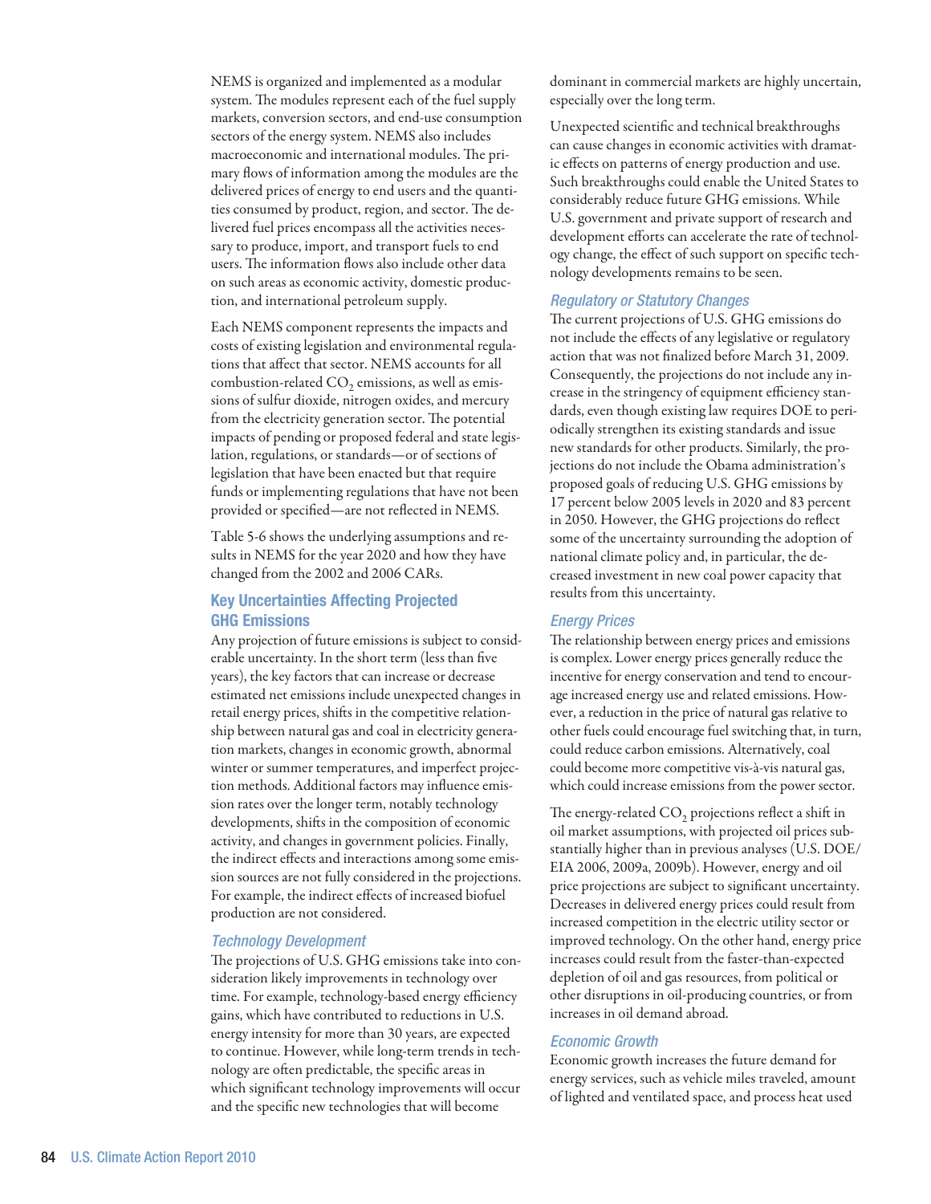NEMS is organized and implemented as a modular system. The modules represent each of the fuel supply markets, conversion sectors, and end-use consumption sectors of the energy system. NEMS also includes macroeconomic and international modules. The primary flows of information among the modules are the delivered prices of energy to end users and the quantities consumed by product, region, and sector. The delivered fuel prices encompass all the activities necessary to produce, import, and transport fuels to end users. The information flows also include other data on such areas as economic activity, domestic production, and international petroleum supply.

Each NEMS component represents the impacts and costs of existing legislation and environmental regulations that affect that sector. NEMS accounts for all combustion-related $CO_2$ emissions, as well as emissions of sulfur dioxide, nitrogen oxides, and mercury from the electricity generation sector. The potential impacts of pending or proposed federal and state legislation, regulations, or standards—or of sections of legislation that have been enacted but that require funds or implementing regulations that have not been provided or specified—are not reflected in NEMS.

Table 5-6 shows the underlying assumptions and results in NEMS for the year 2020 and how they have changed from the 2002 and 2006 CARs.

## Key Uncertainties Affecting Projected GHG Emissions

Any projection of future emissions is subject to considerable uncertainty. In the short term (less than five years), the key factors that can increase or decrease estimated net emissions include unexpected changes in retail energy prices, shifts in the competitive relationship between natural gas and coal in electricity generation markets, changes in economic growth, abnormal winter or summer temperatures, and imperfect projection methods. Additional factors may influence emission rates over the longer term, notably technology developments, shifts in the composition of economic activity, and changes in government policies. Finally, the indirect effects and interactions among some emission sources are not fully considered in the projections. For example, the indirect effects of increased biofuel production are not considered.

### *Technology Development*

The projections of U.S. GHG emissions take into consideration likely improvements in technology over time. For example, technology-based energy efficiency gains, which have contributed to reductions in U.S. energy intensity for more than 30 years, are expected to continue. However, while long-term trends in technology are often predictable, the specific areas in which significant technology improvements will occur and the specific new technologies that will become dominant in commercial markets are highly uncertain, especially over the long term.

Unexpected scientific and technical breakthroughs can cause changes in economic activities with dramatic effects on patterns of energy production and use. Such breakthroughs could enable the United States to considerably reduce future GHG emissions. While U.S. government and private support of research and development efforts can accelerate the rate of technology change, the effect of such support on specific technology developments remains to be seen.

### *Regulatory or Statutory Changes*

The current projections of U.S. GHG emissions do not include the effects of any legislative or regulatory action that was not finalized before March 31, 2009. Consequently, the projections do not include any increase in the stringency of equipment efficiency standards, even though existing law requires DOE to periodically strengthen its existing standards and issue new standards for other products. Similarly, the projections do not include the Obama administration's proposed goals of reducing U.S. GHG emissions by 17 percent below 2005 levels in 2020 and 83 percent in 2050. However, the GHG projections do reflect some of the uncertainty surrounding the adoption of national climate policy and, in particular, the decreased investment in new coal power capacity that results from this uncertainty.

### *Energy Prices*

The relationship between energy prices and emissions is complex. Lower energy prices generally reduce the incentive for energy conservation and tend to encourage increased energy use and related emissions. However, a reduction in the price of natural gas relative to other fuels could encourage fuel switching that, in turn, could reduce carbon emissions. Alternatively, coal could become more competitive vis-à-vis natural gas, which could increase emissions from the power sector.

The energy-related $CO_2$ projections reflect a shift in oil market assumptions, with projected oil prices substantially higher than in previous analyses (U.S. DOE/EIA 2006, 2009a, 2009b). However, energy and oil price projections are subject to significant uncertainty. Decreases in delivered energy prices could result from increased competition in the electric utility sector or improved technology. On the other hand, energy price increases could result from the faster-than-expected depletion of oil and gas resources, from political or other disruptions in oil-producing countries, or from increases in oil demand abroad.

### *Economic Growth*

Economic growth increases the future demand for energy services, such as vehicle miles traveled, amount of lighted and ventilated space, and process heat used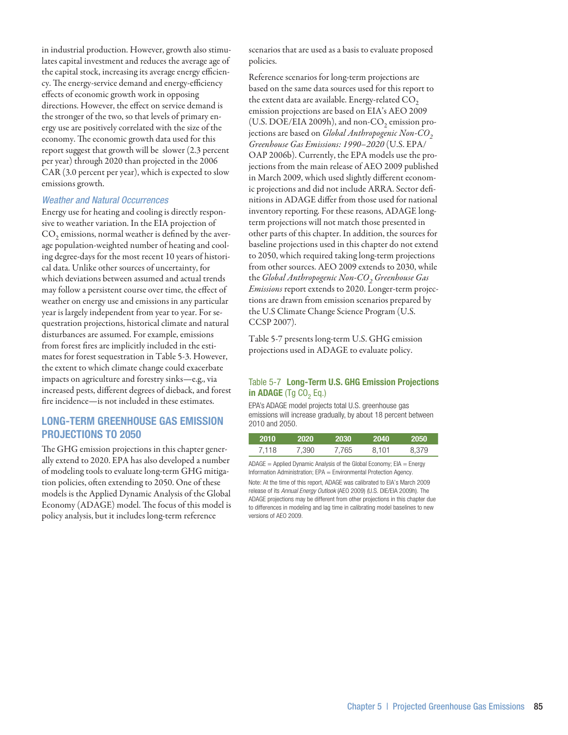in industrial production. However, growth also stimulates capital investment and reduces the average age of the capital stock, increasing its average energy efficiency. The energy-service demand and energy-efficiency effects of economic growth work in opposing directions. However, the effect on service demand is the stronger of the two, so that levels of primary energy use are positively correlated with the size of the economy. The economic growth data used for this report suggest that growth will be slower (2.3 percent per year) through 2020 than projected in the 2006 CAR (3.0 percent per year), which is expected to slow emissions growth.

### *Weather and Natural Occurrences*

Energy use for heating and cooling is directly responsive to weather variation. In the EIA projection of $CO_2$ emissions, normal weather is defined by the average population-weighted number of heating and cooling degree-days for the most recent 10 years of historical data. Unlike other sources of uncertainty, for which deviations between assumed and actual trends may follow a persistent course over time, the effect of weather on energy use and emissions in any particular year is largely independent from year to year. For sequestration projections, historical climate and natural disturbances are assumed. For example, emissions from forest fires are implicitly included in the estimates for forest sequestration in Table 5-3. However, the extent to which climate change could exacerbate impacts on agriculture and forestry sinks—e.g., via increased pests, different degrees of dieback, and forest fire incidence—is not included in these estimates.

## LONG-TERM GREENHOUSE GAS EMISSION PROJECTIONS TO 2050

The GHG emission projections in this chapter generally extend to 2020. EPA has also developed a number of modeling tools to evaluate long-term GHG mitigation policies, often extending to 2050. One of these models is the Applied Dynamic Analysis of the Global Economy (ADAGE) model. The focus of this model is policy analysis, but it includes long-term reference scenarios that are used as a basis to evaluate proposed policies.

Reference scenarios for long-term projections are based on the same data sources used for this report to the extent data are available. Energy-related $CO_2$ emission projections are based on EIA's AEO 2009 (U.S. DOE/EIA 2009h), and non-$CO_2$ emission projections are based on *Global Anthropogenic Non-$CO_2$ Greenhouse Gas Emissions: 1990–2020* (U.S. EPA/OAP 2006b). Currently, the EPA models use the projections from the main release of AEO 2009 published in March 2009, which used slightly different economic projections and did not include ARRA. Sector definitions in ADAGE differ from those used for national inventory reporting. For these reasons, ADAGE long-term projections will not match those presented in other parts of this chapter. In addition, the sources for baseline projections used in this chapter do not extend to 2050, which required taking long-term projections from other sources. AEO 2009 extends to 2030, while the *Global Anthropogenic Non-$CO_2$ Greenhouse Gas Emissions* report extends to 2020. Longer-term projections are drawn from emission scenarios prepared by the U.S Climate Change Science Program (U.S. CCSP 2007).

Table 5-7 presents long-term U.S. GHG emission projections used in ADAGE to evaluate policy.

Table 5-7 **Long-Term U.S. GHG Emission Projections in ADAGE** (Tg $CO_2$ Eq.)

EPA's ADAGE model projects total U.S. greenhouse gas emissions will increase gradually, by about 18 percent between 2010 and 2050.

| 2010 | 2020 | 2030 | 2040 | 2050 |
|---|---|---|---|---|
| 7,118 | 7,390 | 7,765 | 8,101 | 8,379 |

ADAGE = Applied Dynamic Analysis of the Global Economy; EIA = Energy Information Administration; EPA = Environmental Protection Agency.

Note: At the time of this report, ADAGE was calibrated to EIA's March 2009 release of its *Annual Energy Outlook* (AEO 2009) (U.S. DIE/EIA 2009h). The ADAGE projections may be different from other projections in this chapter due to differences in modeling and lag time in calibrating model baselines to new versions of AEO 2009.